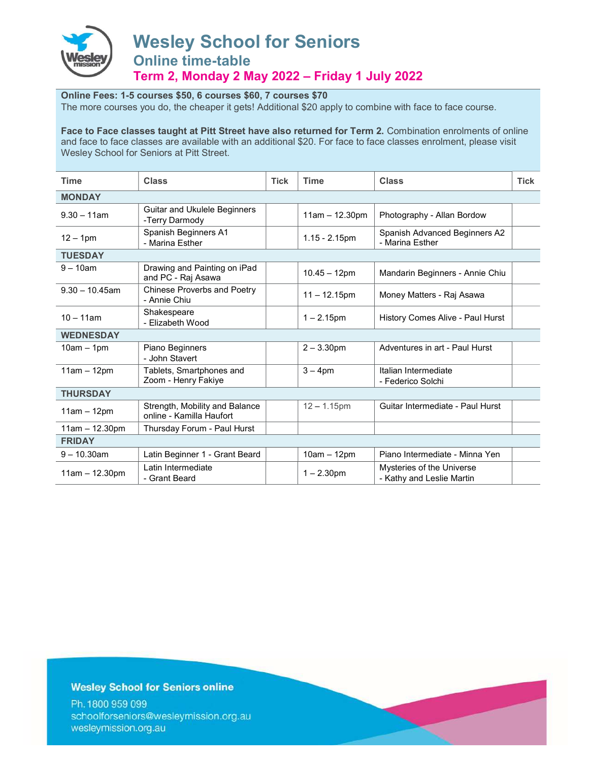# Wesley School for Seniors

## Online time-table

### Term 2, Monday 2 May 2022 – Friday 1 July 2022

**Online Fees: 1-5 courses $50, 6 courses $60, 7 courses $70**
The more courses you do, the cheaper it gets! Additional $20 apply to combine with face to face course.

**Face to Face classes taught at Pitt Street have also returned for Term 2.** Combination enrolments of online and face to face classes are available with an additional $20. For face to face classes enrolment, please visit Wesley School for Seniors at Pitt Street.

| Time | Class | Tick | Time | Class | Tick |
|---|---|---|---|---|---|
| **MONDAY** | | | | | |
| 9.30 – 11am | Guitar and Ukulele Beginners -Terry Darmody | | 11am – 12.30pm | Photography - Allan Bordow | |
| 12 – 1pm | Spanish Beginners A1 - Marina Esther | | 1.15 - 2.15pm | Spanish Advanced Beginners A2 - Marina Esther | |
| **TUESDAY** | | | | | |
| 9 – 10am | Drawing and Painting on iPad and PC - Raj Asawa | | 10.45 – 12pm | Mandarin Beginners - Annie Chiu | |
| 9.30 – 10.45am | Chinese Proverbs and Poetry - Annie Chiu | | 11 – 12.15pm | Money Matters - Raj Asawa | |
| 10 – 11am | Shakespeare - Elizabeth Wood | | 1 – 2.15pm | History Comes Alive - Paul Hurst | |
| **WEDNESDAY** | | | | | |
| 10am – 1pm | Piano Beginners - John Stavert | | 2 – 3.30pm | Adventures in art - Paul Hurst | |
| 11am – 12pm | Tablets, Smartphones and Zoom - Henry Fakiye | | 3 – 4pm | Italian Intermediate - Federico Solchi | |
| **THURSDAY** | | | | | |
| 11am – 12pm | Strength, Mobility and Balance online - Kamilla Haufort | | 12 – 1.15pm | Guitar Intermediate - Paul Hurst | |
| 11am – 12.30pm | Thursday Forum - Paul Hurst | | | | |
| **FRIDAY** | | | | | |
| 9 – 10.30am | Latin Beginner 1 - Grant Beard | | 10am – 12pm | Piano Intermediate - Minna Yen | |
| 11am – 12.30pm | Latin Intermediate - Grant Beard | | 1 – 2.30pm | Mysteries of the Universe - Kathy and Leslie Martin | |

**Wesley School for Seniors online**

Ph. 1800 959 099
schoolforseniors@wesleymission.org.au
wesleymission.org.au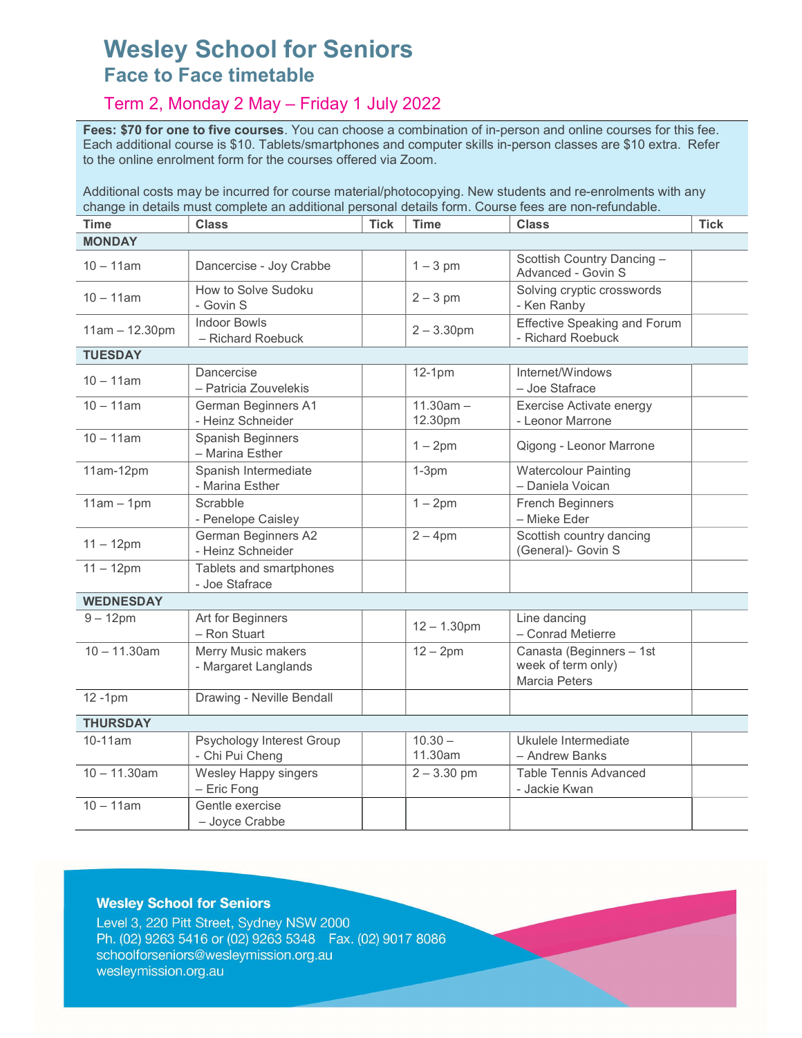# Wesley School for Seniors

## Face to Face timetable

### Term 2, Monday 2 May – Friday 1 July 2022

**Fees: $70 for one to five courses**. You can choose a combination of in-person and online courses for this fee. Each additional course is $10. Tablets/smartphones and computer skills in-person classes are $10 extra. Refer to the online enrolment form for the courses offered via Zoom.

Additional costs may be incurred for course material/photocopying. New students and re-enrolments with any change in details must complete an additional personal details form. Course fees are non-refundable.

| Time | Class | Tick | Time | Class | Tick |
|---|---|---|---|---|---|
| **MONDAY** | | | | | |
| 10 – 11am | Dancercise - Joy Crabbe | | 1 – 3 pm | Scottish Country Dancing – Advanced - Govin S | |
| 10 – 11am | How to Solve Sudoku - Govin S | | 2 – 3 pm | Solving cryptic crosswords - Ken Ranby | |
| 11am – 12.30pm | Indoor Bowls – Richard Roebuck | | 2 – 3.30pm | Effective Speaking and Forum - Richard Roebuck | |
| **TUESDAY** | | | | | |
| 10 – 11am | Dancercise – Patricia Zouvelekis | | 12-1pm | Internet/Windows – Joe Stafrace | |
| 10 – 11am | German Beginners A1 - Heinz Schneider | | 11.30am – 12.30pm | Exercise Activate energy - Leonor Marrone | |
| 10 – 11am | Spanish Beginners – Marina Esther | | 1 – 2pm | Qigong - Leonor Marrone | |
| 11am-12pm | Spanish Intermediate - Marina Esther | | 1-3pm | Watercolour Painting – Daniela Voican | |
| 11am – 1pm | Scrabble - Penelope Caisley | | 1 – 2pm | French Beginners – Mieke Eder | |
| 11 – 12pm | German Beginners A2 - Heinz Schneider | | 2 – 4pm | Scottish country dancing (General)- Govin S | |
| 11 – 12pm | Tablets and smartphones - Joe Stafrace | | | | |
| **WEDNESDAY** | | | | | |
| 9 – 12pm | Art for Beginners – Ron Stuart | | 12 – 1.30pm | Line dancing – Conrad Metierre | |
| 10 – 11.30am | Merry Music makers - Margaret Langlands | | 12 – 2pm | Canasta (Beginners – 1st week of term only) Marcia Peters | |
| 12 -1pm | Drawing - Neville Bendall | | | | |
| **THURSDAY** | | | | | |
| 10-11am | Psychology Interest Group - Chi Pui Cheng | | 10.30 – 11.30am | Ukulele Intermediate – Andrew Banks | |
| 10 – 11.30am | Wesley Happy singers – Eric Fong | | 2 – 3.30 pm | Table Tennis Advanced - Jackie Kwan | |
| 10 – 11am | Gentle exercise – Joyce Crabbe | | | | |

**Wesley School for Seniors**
Level 3, 220 Pitt Street, Sydney NSW 2000
Ph. (02) 9263 5416 or (02) 9263 5348 Fax. (02) 9017 8086
schoolforseniors@wesleymission.org.au
wesleymission.org.au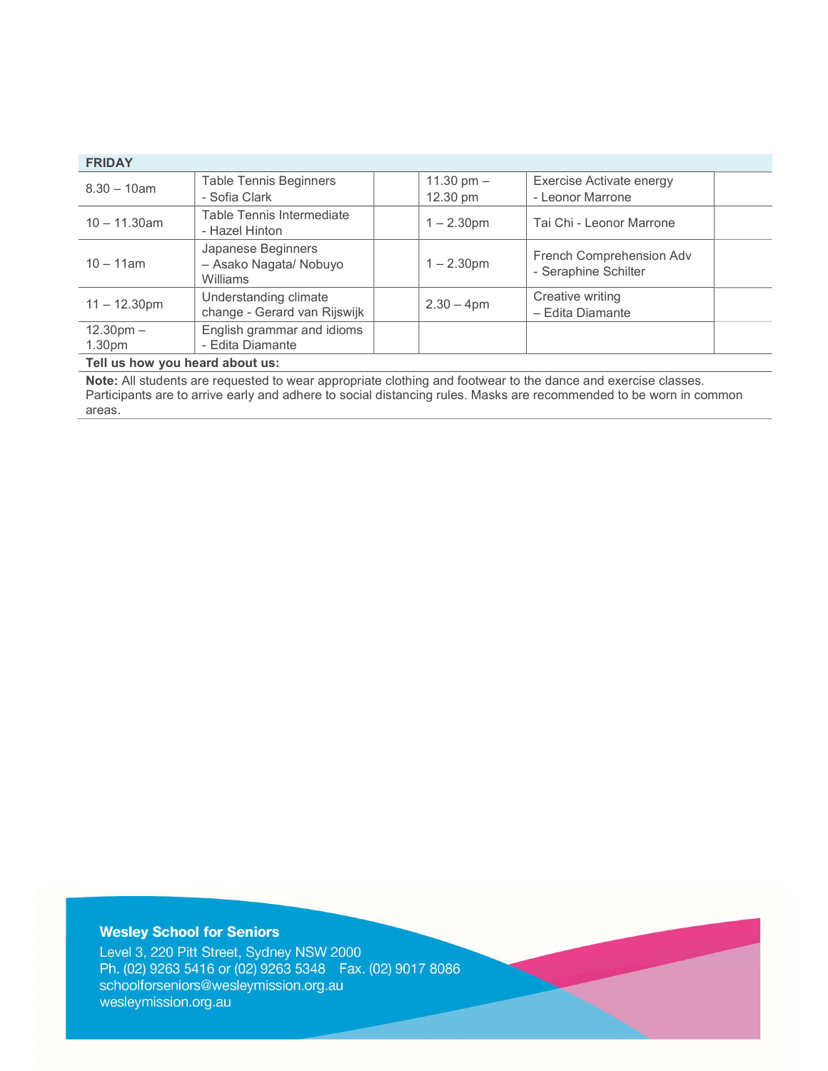| FRIDAY | | | | | |
|---|---|---|---|---|---|
| 8.30 – 10am | Table Tennis Beginners - Sofia Clark | | 11.30 pm – 12.30 pm | Exercise Activate energy - Leonor Marrone | |
| 10 – 11.30am | Table Tennis Intermediate - Hazel Hinton | | 1 – 2.30pm | Tai Chi - Leonor Marrone | |
| 10 – 11am | Japanese Beginners – Asako Nagata/ Nobuyo Williams | | 1 – 2.30pm | French Comprehension Adv - Seraphine Schilter | |
| 11 – 12.30pm | Understanding climate change - Gerard van Rijswijk | | 2.30 – 4pm | Creative writing – Edita Diamante | |
| 12.30pm – 1.30pm | English grammar and idioms - Edita Diamante | | | | |

**Tell us how you heard about us:**

**Note:** All students are requested to wear appropriate clothing and footwear to the dance and exercise classes. Participants are to arrive early and adhere to social distancing rules. Masks are recommended to be worn in common areas.

**Wesley School for Seniors**
Level 3, 220 Pitt Street, Sydney NSW 2000
Ph. (02) 9263 5416 or (02) 9263 5348 Fax. (02) 9017 8086
schoolforseniors@wesleymission.org.au
wesleymission.org.au